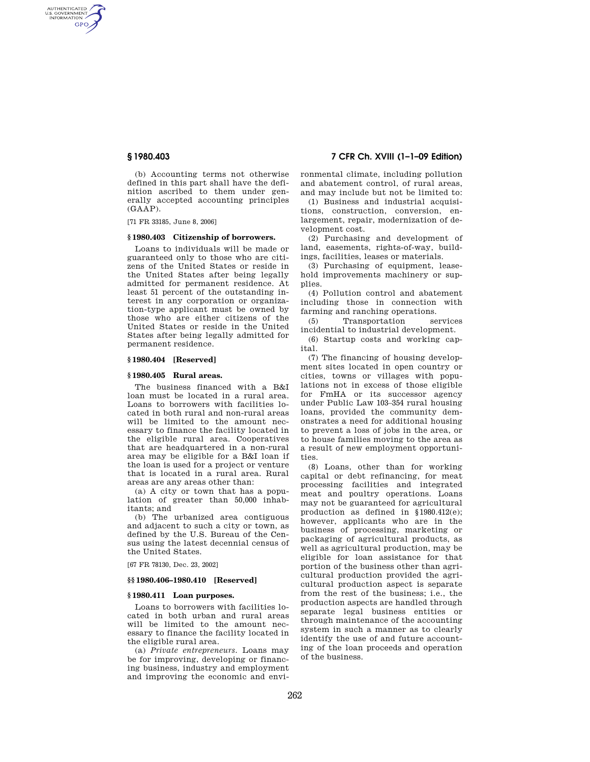(b) Accounting terms not otherwise defined in this part shall have the definition ascribed to them under generally accepted accounting principles (GAAP).

[71 FR 33185, June 8, 2006]

### § 1980.403 Citizenship of borrowers.

Loans to individuals will be made or guaranteed only to those who are citizens of the United States or reside in the United States after being legally admitted for permanent residence. At least 51 percent of the outstanding interest in any corporation or organization-type applicant must be owned by those who are either citizens of the United States or reside in the United States after being legally admitted for permanent residence.

### § 1980.404 [Reserved]

### § 1980.405 Rural areas.

The business financed with a B&I loan must be located in a rural area. Loans to borrowers with facilities located in both rural and non-rural areas will be limited to the amount necessary to finance the facility located in the eligible rural area. Cooperatives that are headquartered in a non-rural area may be eligible for a B&I loan if the loan is used for a project or venture that is located in a rural area. Rural areas are any areas other than:

(a) A city or town that has a population of greater than 50,000 inhabitants; and

(b) The urbanized area contiguous and adjacent to such a city or town, as defined by the U.S. Bureau of the Census using the latest decennial census of the United States.

[67 FR 78130, Dec. 23, 2002]

### §§ 1980.406–1980.410 [Reserved]

### § 1980.411 Loan purposes.

Loans to borrowers with facilities located in both urban and rural areas will be limited to the amount necessary to finance the facility located in the eligible rural area.

(a) *Private entrepreneurs.* Loans may be for improving, developing or financing business, industry and employment and improving the economic and environmental climate, including pollution and abatement control, of rural areas, and may include but not be limited to:

(1) Business and industrial acquisitions, construction, conversion, enlargement, repair, modernization of development cost.

(2) Purchasing and development of land, easements, rights-of-way, buildings, facilities, leases or materials.

(3) Purchasing of equipment, leasehold improvements machinery or supplies.

(4) Pollution control and abatement including those in connection with farming and ranching operations.

(5) Transportation services incidental to industrial development.

(6) Startup costs and working capital.

(7) The financing of housing development sites located in open country or cities, towns or villages with populations not in excess of those eligible for FmHA or its successor agency under Public Law 103–354 rural housing loans, provided the community demonstrates a need for additional housing to prevent a loss of jobs in the area, or to house families moving to the area as a result of new employment opportunities.

(8) Loans, other than for working capital or debt refinancing, for meat processing facilities and integrated meat and poultry operations. Loans may not be guaranteed for agricultural production as defined in §1980.412(e); however, applicants who are in the business of processing, marketing or packaging of agricultural products, as well as agricultural production, may be eligible for loan assistance for that portion of the business other than agricultural production provided the agricultural production aspect is separate from the rest of the business; i.e., the production aspects are handled through separate legal business entities or through maintenance of the accounting system in such a manner as to clearly identify the use of and future accounting of the loan proceeds and operation of the business.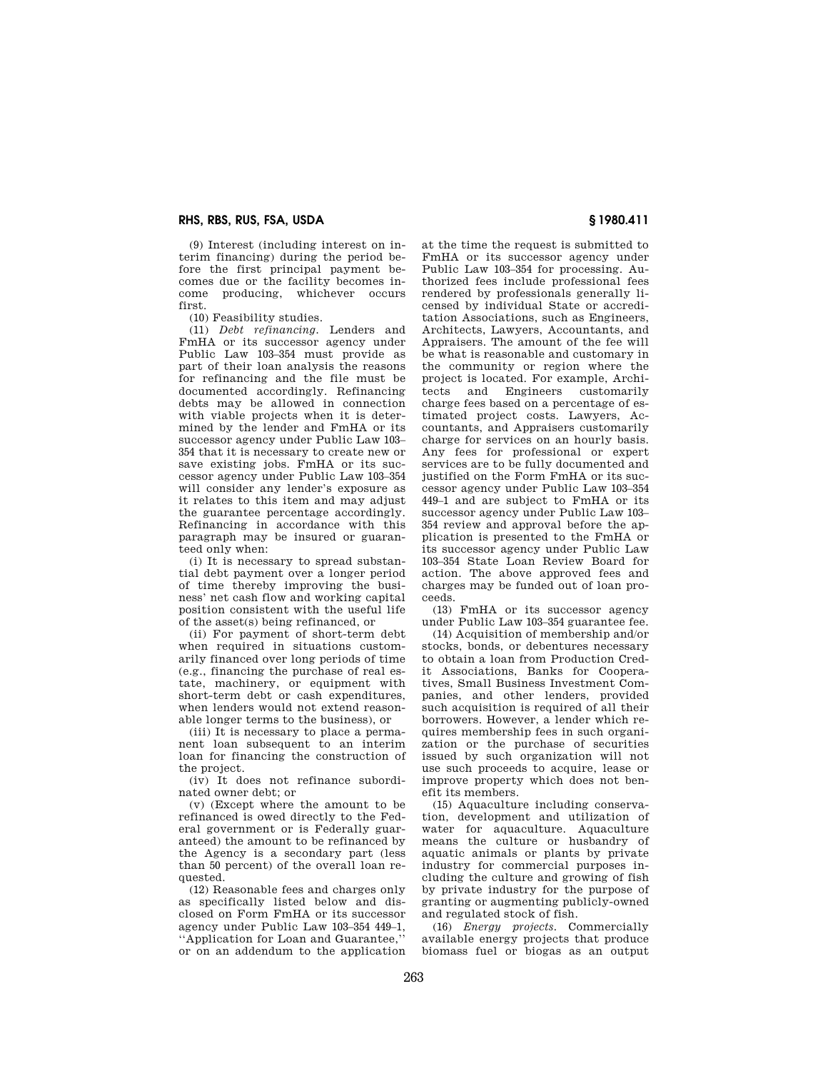(9) Interest (including interest on interim financing) during the period before the first principal payment becomes due or the facility becomes income producing, whichever occurs first.

(10) Feasibility studies.

(11) *Debt refinancing.* Lenders and FmHA or its successor agency under Public Law 103–354 must provide as part of their loan analysis the reasons for refinancing and the file must be documented accordingly. Refinancing debts may be allowed in connection with viable projects when it is determined by the lender and FmHA or its successor agency under Public Law 103–354 that it is necessary to create new or save existing jobs. FmHA or its successor agency under Public Law 103–354 will consider any lender's exposure as it relates to this item and may adjust the guarantee percentage accordingly. Refinancing in accordance with this paragraph may be insured or guaranteed only when:

(i) It is necessary to spread substantial debt payment over a longer period of time thereby improving the business' net cash flow and working capital position consistent with the useful life of the asset(s) being refinanced, or

(ii) For payment of short-term debt when required in situations customarily financed over long periods of time (e.g., financing the purchase of real estate, machinery, or equipment with short-term debt or cash expenditures, when lenders would not extend reasonable longer terms to the business), or

(iii) It is necessary to place a permanent loan subsequent to an interim loan for financing the construction of the project.

(iv) It does not refinance subordinated owner debt; or

(v) (Except where the amount to be refinanced is owed directly to the Federal government or is Federally guaranteed) the amount to be refinanced by the Agency is a secondary part (less than 50 percent) of the overall loan requested.

(12) Reasonable fees and charges only as specifically listed below and disclosed on Form FmHA or its successor agency under Public Law 103–354 449–1, "Application for Loan and Guarantee," or on an addendum to the application at the time the request is submitted to FmHA or its successor agency under Public Law 103–354 for processing. Authorized fees include professional fees rendered by professionals generally licensed by individual State or accreditation Associations, such as Engineers, Architects, Lawyers, Accountants, and Appraisers. The amount of the fee will be what is reasonable and customary in the community or region where the project is located. For example, Architects and Engineers customarily charge fees based on a percentage of estimated project costs. Lawyers, Accountants, and Appraisers customarily charge for services on an hourly basis. Any fees for professional or expert services are to be fully documented and justified on the Form FmHA or its successor agency under Public Law 103–354 449–1 and are subject to FmHA or its successor agency under Public Law 103–354 review and approval before the application is presented to the FmHA or its successor agency under Public Law 103–354 State Loan Review Board for action. The above approved fees and charges may be funded out of loan proceeds.

(13) FmHA or its successor agency under Public Law 103–354 guarantee fee.

(14) Acquisition of membership and/or stocks, bonds, or debentures necessary to obtain a loan from Production Credit Associations, Banks for Cooperatives, Small Business Investment Companies, and other lenders, provided such acquisition is required of all their borrowers. However, a lender which requires membership fees in such organization or the purchase of securities issued by such organization will not use such proceeds to acquire, lease or improve property which does not benefit its members.

(15) Aquaculture including conservation, development and utilization of water for aquaculture. Aquaculture means the culture or husbandry of aquatic animals or plants by private industry for commercial purposes including the culture and growing of fish by private industry for the purpose of granting or augmenting publicly-owned and regulated stock of fish.

(16) *Energy projects.* Commercially available energy projects that produce biomass fuel or biogas as an output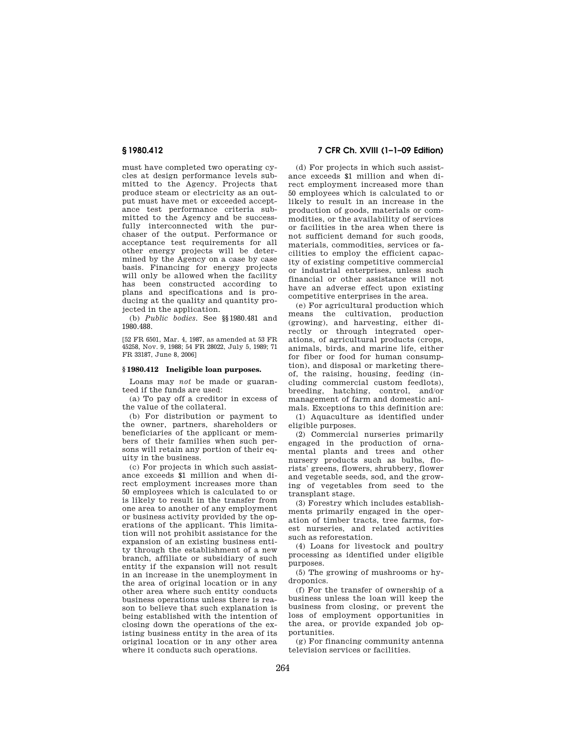must have completed two operating cycles at design performance levels submitted to the Agency. Projects that produce steam or electricity as an output must have met or exceeded acceptance test performance criteria submitted to the Agency and be successfully interconnected with the purchaser of the output. Performance or acceptance test requirements for all other energy projects will be determined by the Agency on a case by case basis. Financing for energy projects will only be allowed when the facility has been constructed according to plans and specifications and is producing at the quality and quantity projected in the application.

(b) *Public bodies.* See §§1980.481 and 1980.488.

[52 FR 6501, Mar. 4, 1987, as amended at 53 FR 45258, Nov. 9, 1988; 54 FR 28022, July 5, 1989; 71 FR 33187, June 8, 2006]

### § 1980.412 Ineligible loan purposes.

Loans may *not* be made or guaranteed if the funds are used:

(a) To pay off a creditor in excess of the value of the collateral.

(b) For distribution or payment to the owner, partners, shareholders or beneficiaries of the applicant or members of their families when such persons will retain any portion of their equity in the business.

(c) For projects in which such assistance exceeds $1 million and when direct employment increases more than 50 employees which is calculated to or is likely to result in the transfer from one area to another of any employment or business activity provided by the operations of the applicant. This limitation will not prohibit assistance for the expansion of an existing business entity through the establishment of a new branch, affiliate or subsidiary of such entity if the expansion will not result in an increase in the unemployment in the area of original location or in any other area where such entity conducts business operations unless there is reason to believe that such explanation is being established with the intention of closing down the operations of the existing business entity in the area of its original location or in any other area where it conducts such operations.

(d) For projects in which such assistance exceeds $1 million and when direct employment increased more than 50 employees which is calculated to or likely to result in an increase in the production of goods, materials or commodities, or the availability of services or facilities in the area when there is not sufficient demand for such goods, materials, commodities, services or facilities to employ the efficient capacity of existing competitive commercial or industrial enterprises, unless such financial or other assistance will not have an adverse effect upon existing competitive enterprises in the area.

(e) For agricultural production which means the cultivation, production (growing), and harvesting, either directly or through integrated operations, of agricultural products (crops, animals, birds, and marine life, either for fiber or food for human consumption), and disposal or marketing thereof, the raising, housing, feeding (including commercial custom feedlots), breeding, hatching, control, and/or management of farm and domestic animals. Exceptions to this definition are:

(1) Aquaculture as identified under eligible purposes.

(2) Commercial nurseries primarily engaged in the production of ornamental plants and trees and other nursery products such as bulbs, florists' greens, flowers, shrubbery, flower and vegetable seeds, sod, and the growing of vegetables from seed to the transplant stage.

(3) Forestry which includes establishments primarily engaged in the operation of timber tracts, tree farms, forest nurseries, and related activities such as reforestation.

(4) Loans for livestock and poultry processing as identified under eligible purposes.

(5) The growing of mushrooms or hydroponics.

(f) For the transfer of ownership of a business unless the loan will keep the business from closing, or prevent the loss of employment opportunities in the area, or provide expanded job opportunities.

(g) For financing community antenna television services or facilities.